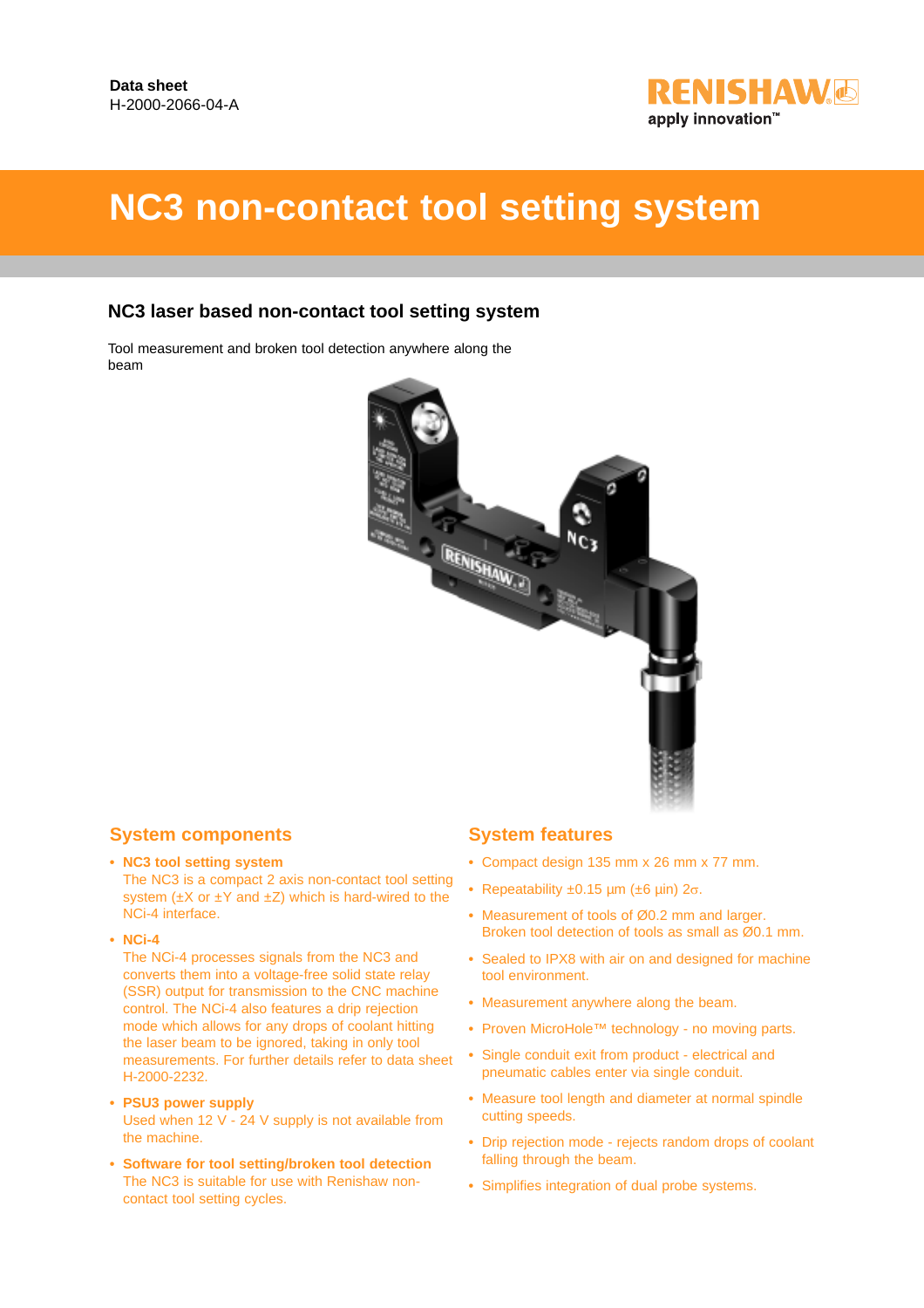**Data sheet**
H-2000-2066-04-A

# NC3 non-contact tool setting system

## NC3 laser based non-contact tool setting system

Tool measurement and broken tool detection anywhere along the beam

## System components

- **NC3 tool setting system**
  The NC3 is a compact 2 axis non-contact tool setting system (±X or ±Y and ±Z) which is hard-wired to the NCi-4 interface.
- **NCi-4**
  The NCi-4 processes signals from the NC3 and converts them into a voltage-free solid state relay (SSR) output for transmission to the CNC machine control. The NCi-4 also features a drip rejection mode which allows for any drops of coolant hitting the laser beam to be ignored, taking in only tool measurements. For further details refer to data sheet H-2000-2232.
- **PSU3 power supply**
  Used when 12 V - 24 V supply is not available from the machine.
- **Software for tool setting/broken tool detection**
  The NC3 is suitable for use with Renishaw non-contact tool setting cycles.

## System features

- Compact design 135 mm x 26 mm x 77 mm.
- Repeatability ±0.15 µm (±6 µin) 2σ.
- Measurement of tools of Ø0.2 mm and larger. Broken tool detection of tools as small as Ø0.1 mm.
- Sealed to IPX8 with air on and designed for machine tool environment.
- Measurement anywhere along the beam.
- Proven MicroHole™ technology - no moving parts.
- Single conduit exit from product - electrical and pneumatic cables enter via single conduit.
- Measure tool length and diameter at normal spindle cutting speeds.
- Drip rejection mode - rejects random drops of coolant falling through the beam.
- Simplifies integration of dual probe systems.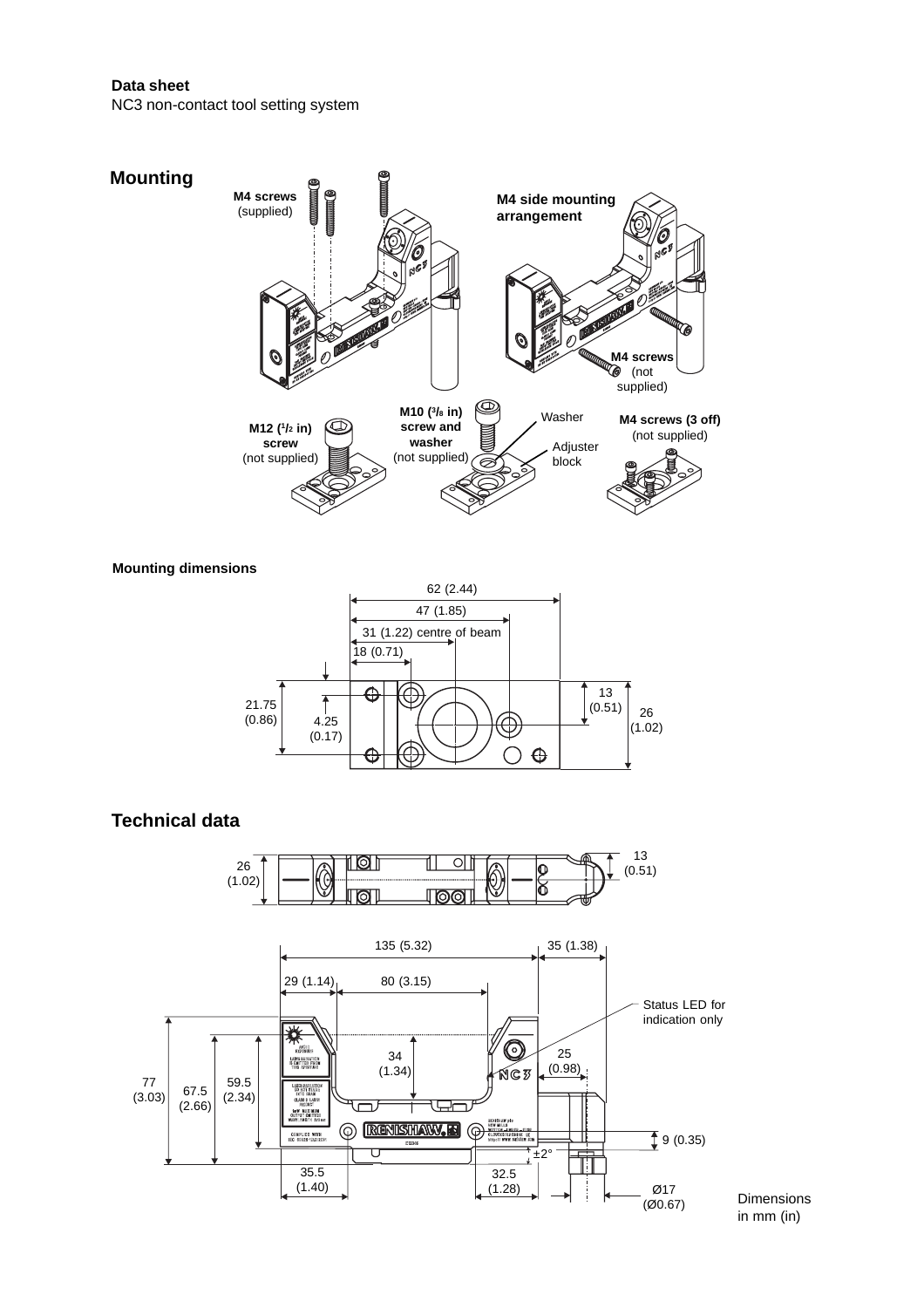**Data sheet**
NC3 non-contact tool setting system

## Mounting

**M4 screws** (supplied)

**M4 side mounting arrangement**

**M4 screws** (not supplied)

**M12 ($^1/_2$ in) screw** (not supplied)

**M10 ($^3/_8$ in) screw and washer** (not supplied)

Washer

Adjuster block

**M4 screws (3 off)** (not supplied)

### Mounting dimensions

62 (2.44)

47 (1.85)

31 (1.22) centre of beam

18 (0.71)

13 (0.51)

26 (1.02)

21.75 (0.86)

4.25 (0.17)

## Technical data

26 (1.02)

13 (0.51)

135 (5.32)

35 (1.38)

29 (1.14)

80 (3.15)

Status LED for indication only

34 (1.34)

25 (0.98)

77 (3.03)

67.5 (2.66)

59.5 (2.34)

9 (0.35)

±2°

35.5 (1.40)

32.5 (1.28)

Ø17 (Ø0.67)

Dimensions in mm (in)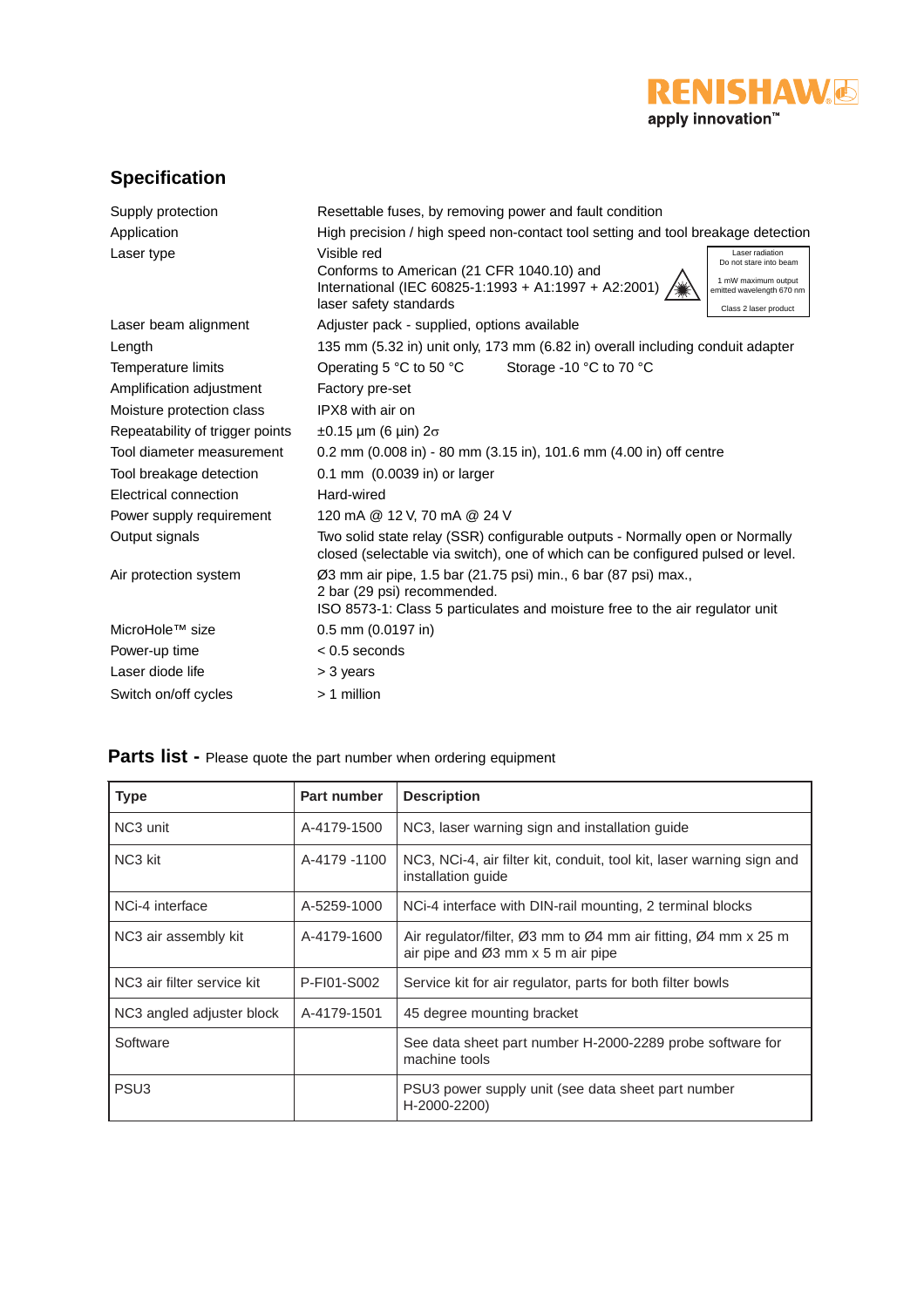## Specification

| | |
|---|---|
| Supply protection | Resettable fuses, by removing power and fault condition |
| Application | High precision / high speed non-contact tool setting and tool breakage detection |
| Laser type | Visible red<br>Conforms to American (21 CFR 1040.10) and International (IEC 60825-1:1993 + A1:1997 + A2:2001) laser safety standards<br>Laser radiation Do not stare into beam<br>1 mW maximum output emitted wavelength 670 nm<br>Class 2 laser product |
| Laser beam alignment | Adjuster pack - supplied, options available |
| Length | 135 mm (5.32 in) unit only, 173 mm (6.82 in) overall including conduit adapter |
| Temperature limits | Operating 5 °C to 50 °C Storage -10 °C to 70 °C |
| Amplification adjustment | Factory pre-set |
| Moisture protection class | IPX8 with air on |
| Repeatability of trigger points | ±0.15 µm (6 µin) $2\sigma$ |
| Tool diameter measurement | 0.2 mm (0.008 in) - 80 mm (3.15 in), 101.6 mm (4.00 in) off centre |
| Tool breakage detection | 0.1 mm (0.0039 in) or larger |
| Electrical connection | Hard-wired |
| Power supply requirement | 120 mA @ 12 V, 70 mA @ 24 V |
| Output signals | Two solid state relay (SSR) configurable outputs - Normally open or Normally closed (selectable via switch), one of which can be configured pulsed or level. |
| Air protection system | Ø3 mm air pipe, 1.5 bar (21.75 psi) min., 6 bar (87 psi) max., 2 bar (29 psi) recommended.<br>ISO 8573-1: Class 5 particulates and moisture free to the air regulator unit |
| MicroHole™ size | 0.5 mm (0.0197 in) |
| Power-up time | < 0.5 seconds |
| Laser diode life | > 3 years |
| Switch on/off cycles | > 1 million |

## Parts list - Please quote the part number when ordering equipment

| Type | Part number | Description |
|---|---|---|
| NC3 unit | A-4179-1500 | NC3, laser warning sign and installation guide |
| NC3 kit | A-4179 -1100 | NC3, NCi-4, air filter kit, conduit, tool kit, laser warning sign and installation guide |
| NCi-4 interface | A-5259-1000 | NCi-4 interface with DIN-rail mounting, 2 terminal blocks |
| NC3 air assembly kit | A-4179-1600 | Air regulator/filter, Ø3 mm to Ø4 mm air fitting, Ø4 mm x 25 m air pipe and Ø3 mm x 5 m air pipe |
| NC3 air filter service kit | P-FI01-S002 | Service kit for air regulator, parts for both filter bowls |
| NC3 angled adjuster block | A-4179-1501 | 45 degree mounting bracket |
| Software | | See data sheet part number H-2000-2289 probe software for machine tools |
| PSU3 | | PSU3 power supply unit (see data sheet part number H-2000-2200) |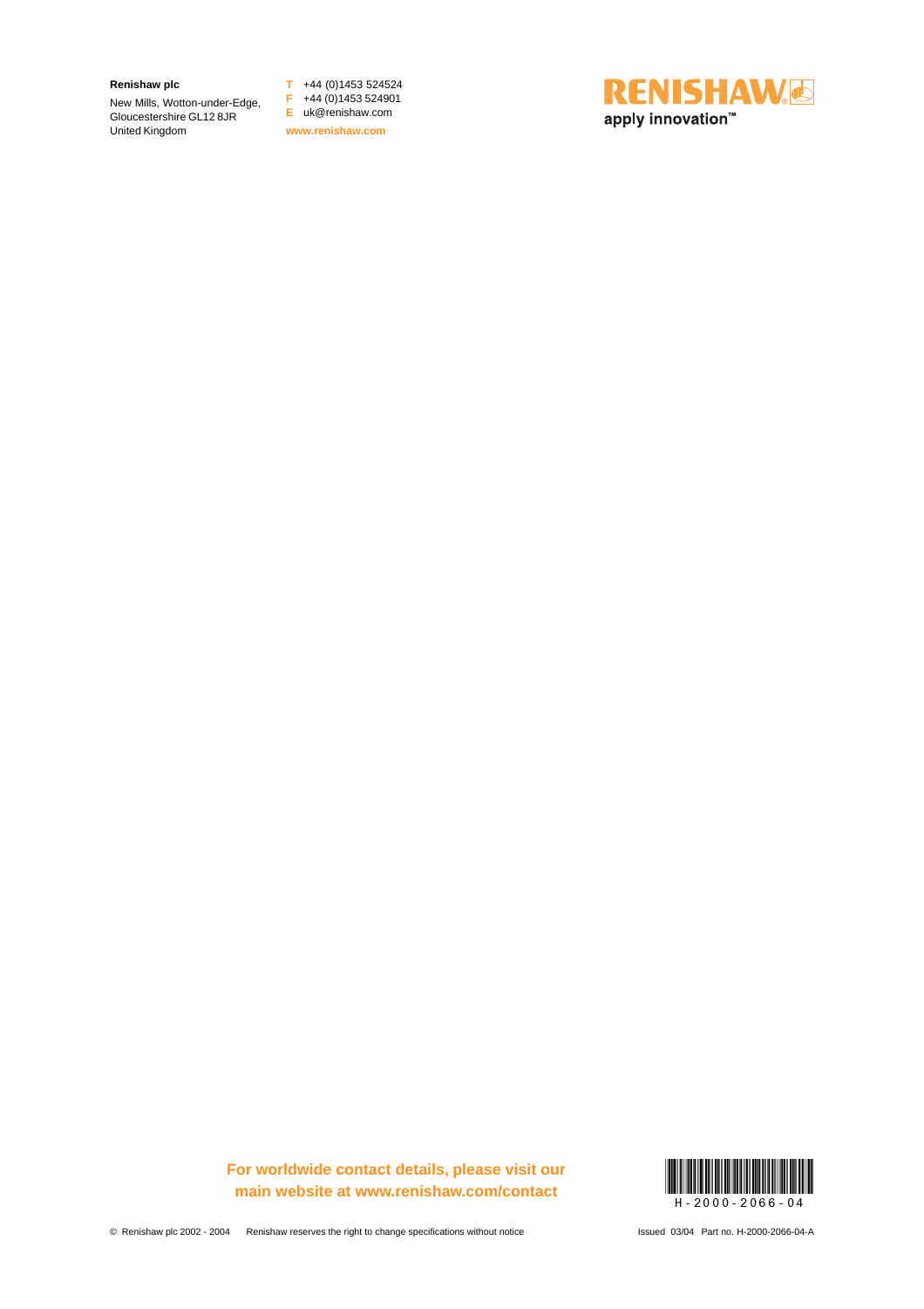**Renishaw plc**

New Mills, Wotton-under-Edge,
Gloucestershire GL12 8JR
United Kingdom

**T** +44 (0)1453 524524
**F** +44 (0)1453 524901
**E** uk@renishaw.com

**www.renishaw.com**

RENISHAW
apply innovation™

**For worldwide contact details, please visit our main website at www.renishaw.com/contact**

H-2000-2066-04

© Renishaw plc 2002 - 2004 Renishaw reserves the right to change specifications without notice

Issued 03/04 Part no. H-2000-2066-04-A